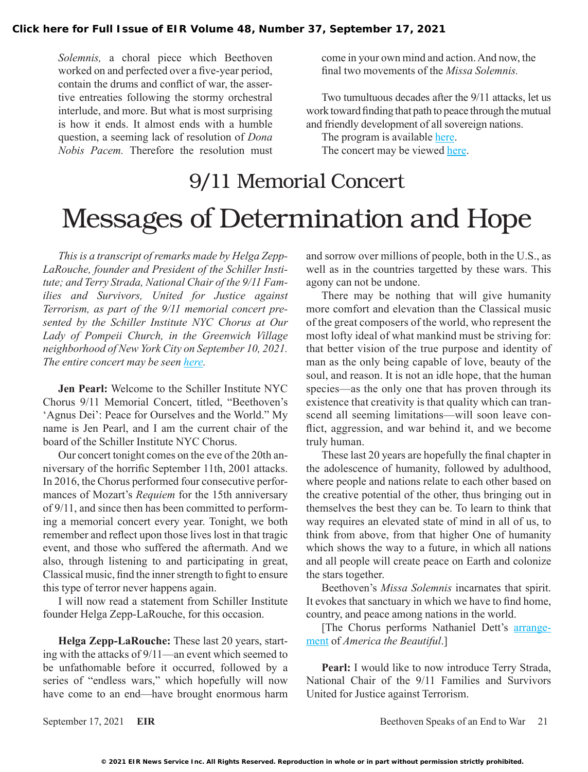*Solemnis,* a choral piece which Beethoven worked on and perfected over a five-year period, contain the drums and conflict of war, the assertive entreaties following the stormy orchestral interlude, and more. But what is most surprising is how it ends. It almost ends with a humble question, a seeming lack of resolution of *Dona Nobis Pacem.* Therefore the resolution must come in your own mind and action. And now, the final two movements of the *Missa Solemnis.*

Two tumultuous decades after the 9/11 attacks, let us work toward finding that path to peace through the mutual and friendly development of all sovereign nations.

The program is available here.

The concert may be viewed here.

## 9/11 Memorial Concert

# Messages of Determination and Hope

*This is a transcript of remarks made by Helga Zepp-LaRouche, founder and President of the Schiller Institute; and Terry Strada, National Chair of the 9/11 Families and Survivors, United for Justice against Terrorism, as part of the 9/11 memorial concert presented by the Schiller Institute NYC Chorus at Our Lady of Pompeii Church, in the Greenwich Village neighborhood of New York City on September 10, 2021. The entire concert may be seen here.*

**Jen Pearl:** Welcome to the Schiller Institute NYC Chorus 9/11 Memorial Concert, titled, "Beethoven's 'Agnus Dei': Peace for Ourselves and the World." My name is Jen Pearl, and I am the current chair of the board of the Schiller Institute NYC Chorus.

Our concert tonight comes on the eve of the 20th anniversary of the horrific September 11th, 2001 attacks. In 2016, the Chorus performed four consecutive performances of Mozart's *Requiem* for the 15th anniversary of 9/11, and since then has been committed to performing a memorial concert every year. Tonight, we both remember and reflect upon those lives lost in that tragic event, and those who suffered the aftermath. And we also, through listening to and participating in great, Classical music, find the inner strength to fight to ensure this type of terror never happens again.

I will now read a statement from Schiller Institute founder Helga Zepp-LaRouche, for this occasion.

**Helga Zepp-LaRouche:** These last 20 years, starting with the attacks of 9/11—an event which seemed to be unfathomable before it occurred, followed by a series of "endless wars," which hopefully will now have come to an end—have brought enormous harm and sorrow over millions of people, both in the U.S., as well as in the countries targetted by these wars. This agony can not be undone.

There may be nothing that will give humanity more comfort and elevation than the Classical music of the great composers of the world, who represent the most lofty ideal of what mankind must be striving for: that better vision of the true purpose and identity of man as the only being capable of love, beauty of the soul, and reason. It is not an idle hope, that the human species—as the only one that has proven through its existence that creativity is that quality which can transcend all seeming limitations—will soon leave conflict, aggression, and war behind it, and we become truly human.

These last 20 years are hopefully the final chapter in the adolescence of humanity, followed by adulthood, where people and nations relate to each other based on the creative potential of the other, thus bringing out in themselves the best they can be. To learn to think that way requires an elevated state of mind in all of us, to think from above, from that higher One of humanity which shows the way to a future, in which all nations and all people will create peace on Earth and colonize the stars together.

Beethoven's *Missa Solemnis* incarnates that spirit. It evokes that sanctuary in which we have to find home, country, and peace among nations in the world.

[The Chorus performs Nathaniel Dett's arrangement of *America the Beautiful*.]

**Pearl:** I would like to now introduce Terry Strada, National Chair of the 9/11 Families and Survivors United for Justice against Terrorism.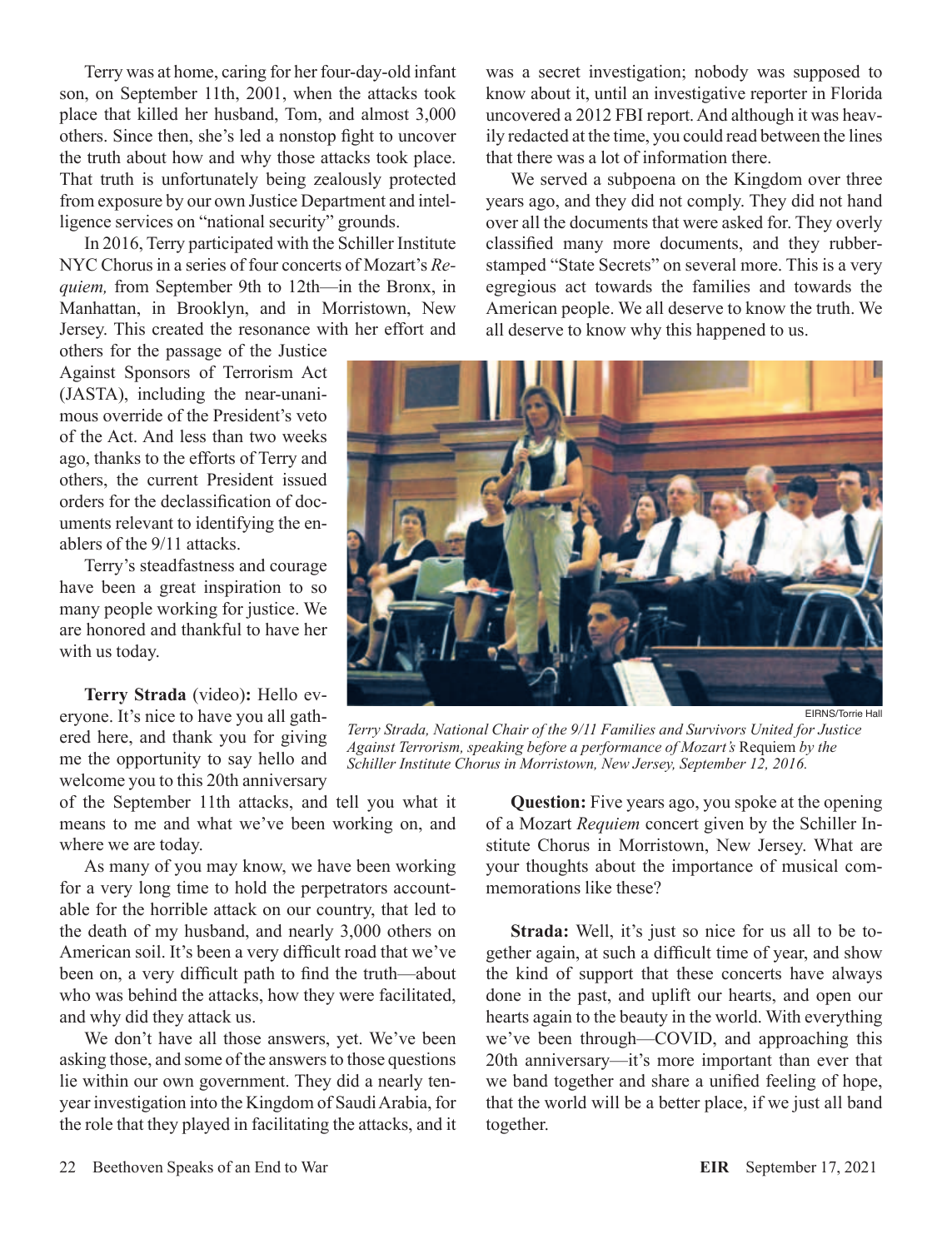Terry was at home, caring for her four-day-old infant son, on September 11th, 2001, when the attacks took place that killed her husband, Tom, and almost 3,000 others. Since then, she's led a nonstop fight to uncover the truth about how and why those attacks took place. That truth is unfortunately being zealously protected from exposure by our own Justice Department and intelligence services on "national security" grounds.

In 2016, Terry participated with the Schiller Institute NYC Chorus in a series of four concerts of Mozart's *Requiem,* from September 9th to 12th—in the Bronx, in Manhattan, in Brooklyn, and in Morristown, New Jersey. This created the resonance with her effort and others for the passage of the Justice Against Sponsors of Terrorism Act (JASTA), including the near-unanimous override of the President's veto of the Act. And less than two weeks ago, thanks to the efforts of Terry and others, the current President issued orders for the declassification of documents relevant to identifying the enablers of the 9/11 attacks.

Terry's steadfastness and courage have been a great inspiration to so many people working for justice. We are honored and thankful to have her with us today.

**Terry Strada** (video)**:** Hello everyone. It's nice to have you all gathered here, and thank you for giving me the opportunity to say hello and welcome you to this 20th anniversary of the September 11th attacks, and tell you what it means to me and what we've been working on, and where we are today.

As many of you may know, we have been working for a very long time to hold the perpetrators accountable for the horrible attack on our country, that led to the death of my husband, and nearly 3,000 others on American soil. It's been a very difficult road that we've been on, a very difficult path to find the truth—about who was behind the attacks, how they were facilitated, and why did they attack us.

We don't have all those answers, yet. We've been asking those, and some of the answers to those questions lie within our own government. They did a nearly ten-year investigation into the Kingdom of Saudi Arabia, for the role that they played in facilitating the attacks, and it was a secret investigation; nobody was supposed to know about it, until an investigative reporter in Florida uncovered a 2012 FBI report. And although it was heavily redacted at the time, you could read between the lines that there was a lot of information there.

We served a subpoena on the Kingdom over three years ago, and they did not comply. They did not hand over all the documents that were asked for. They overly classified many more documents, and they rubber-stamped "State Secrets" on several more. This is a very egregious act towards the families and towards the American people. We all deserve to know the truth. We all deserve to know why this happened to us.

EIRNS/Torrie Hall

*Terry Strada, National Chair of the 9/11 Families and Survivors United for Justice Against Terrorism, speaking before a performance of Mozart's* Requiem *by the Schiller Institute Chorus in Morristown, New Jersey, September 12, 2016.*

**Question:** Five years ago, you spoke at the opening of a Mozart *Requiem* concert given by the Schiller Institute Chorus in Morristown, New Jersey. What are your thoughts about the importance of musical commemorations like these?

**Strada:** Well, it's just so nice for us all to be together again, at such a difficult time of year, and show the kind of support that these concerts have always done in the past, and uplift our hearts, and open our hearts again to the beauty in the world. With everything we've been through—COVID, and approaching this 20th anniversary—it's more important than ever that we band together and share a unified feeling of hope, that the world will be a better place, if we just all band together.